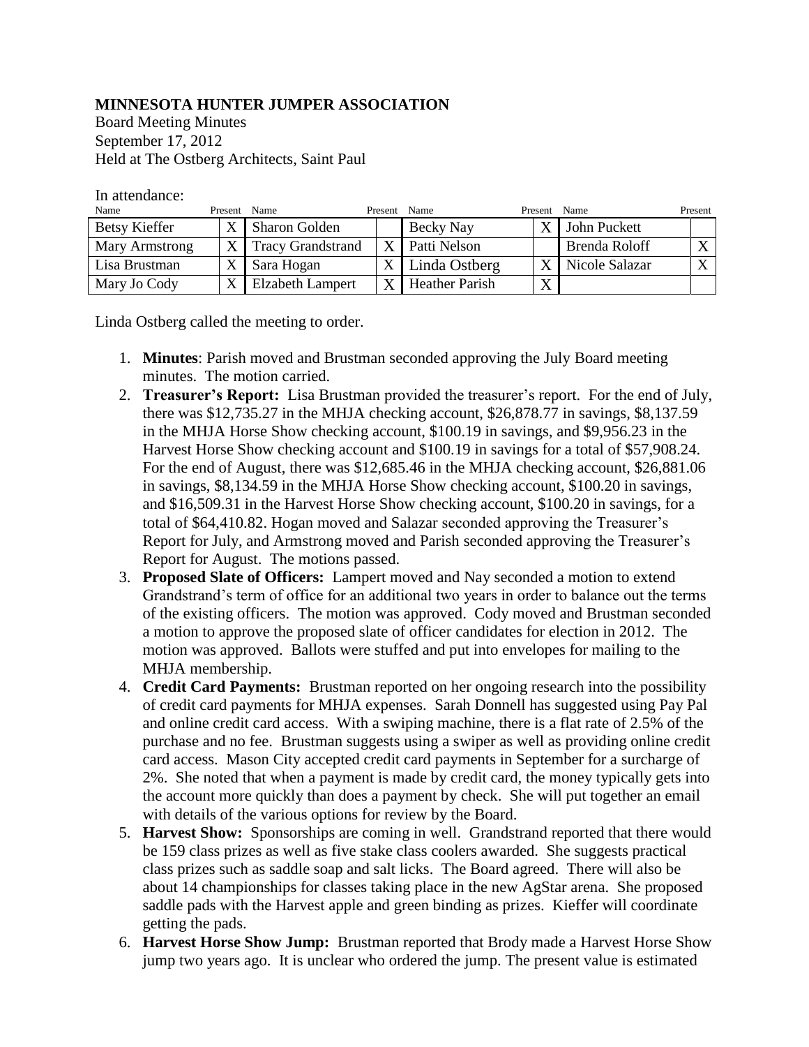**MINNESOTA HUNTER JUMPER ASSOCIATION**

Board Meeting Minutes
September 17, 2012
Held at The Ostberg Architects, Saint Paul

In attendance:

| Name | Present | Name | Present | Name | Present | Name | Present |
|---|---|---|---|---|---|---|---|
| Betsy Kieffer | X | Sharon Golden | | Becky Nay | X | John Puckett | |
| Mary Armstrong | X | Tracy Grandstrand | X | Patti Nelson | | Brenda Roloff | X |
| Lisa Brustman | X | Sara Hogan | X | Linda Ostberg | X | Nicole Salazar | X |
| Mary Jo Cody | X | Elzabeth Lampert | X | Heather Parish | X | | |

Linda Ostberg called the meeting to order.

1. **Minutes**: Parish moved and Brustman seconded approving the July Board meeting minutes. The motion carried.
2. **Treasurer's Report:** Lisa Brustman provided the treasurer's report. For the end of July, there was $12,735.27 in the MHJA checking account, $26,878.77 in savings, $8,137.59 in the MHJA Horse Show checking account, $100.19 in savings, and $9,956.23 in the Harvest Horse Show checking account and $100.19 in savings for a total of $57,908.24. For the end of August, there was $12,685.46 in the MHJA checking account, $26,881.06 in savings, $8,134.59 in the MHJA Horse Show checking account, $100.20 in savings, and $16,509.31 in the Harvest Horse Show checking account, $100.20 in savings, for a total of $64,410.82. Hogan moved and Salazar seconded approving the Treasurer's Report for July, and Armstrong moved and Parish seconded approving the Treasurer's Report for August. The motions passed.
3. **Proposed Slate of Officers:** Lampert moved and Nay seconded a motion to extend Grandstrand's term of office for an additional two years in order to balance out the terms of the existing officers. The motion was approved. Cody moved and Brustman seconded a motion to approve the proposed slate of officer candidates for election in 2012. The motion was approved. Ballots were stuffed and put into envelopes for mailing to the MHJA membership.
4. **Credit Card Payments:** Brustman reported on her ongoing research into the possibility of credit card payments for MHJA expenses. Sarah Donnell has suggested using Pay Pal and online credit card access. With a swiping machine, there is a flat rate of 2.5% of the purchase and no fee. Brustman suggests using a swiper as well as providing online credit card access. Mason City accepted credit card payments in September for a surcharge of 2%. She noted that when a payment is made by credit card, the money typically gets into the account more quickly than does a payment by check. She will put together an email with details of the various options for review by the Board.
5. **Harvest Show:** Sponsorships are coming in well. Grandstrand reported that there would be 159 class prizes as well as five stake class coolers awarded. She suggests practical class prizes such as saddle soap and salt licks. The Board agreed. There will also be about 14 championships for classes taking place in the new AgStar arena. She proposed saddle pads with the Harvest apple and green binding as prizes. Kieffer will coordinate getting the pads.
6. **Harvest Horse Show Jump:** Brustman reported that Brody made a Harvest Horse Show jump two years ago. It is unclear who ordered the jump. The present value is estimated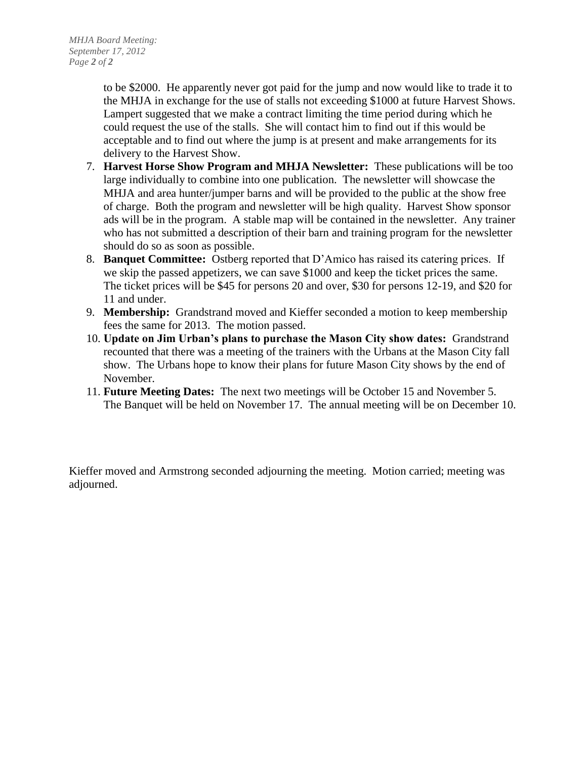to be $2000. He apparently never got paid for the jump and now would like to trade it to the MHJA in exchange for the use of stalls not exceeding $1000 at future Harvest Shows. Lampert suggested that we make a contract limiting the time period during which he could request the use of the stalls. She will contact him to find out if this would be acceptable and to find out where the jump is at present and make arrangements for its delivery to the Harvest Show.

7. **Harvest Horse Show Program and MHJA Newsletter:** These publications will be too large individually to combine into one publication. The newsletter will showcase the MHJA and area hunter/jumper barns and will be provided to the public at the show free of charge. Both the program and newsletter will be high quality. Harvest Show sponsor ads will be in the program. A stable map will be contained in the newsletter. Any trainer who has not submitted a description of their barn and training program for the newsletter should do so as soon as possible.
8. **Banquet Committee:** Ostberg reported that D'Amico has raised its catering prices. If we skip the passed appetizers, we can save $1000 and keep the ticket prices the same. The ticket prices will be $45 for persons 20 and over, $30 for persons 12-19, and $20 for 11 and under.
9. **Membership:** Grandstrand moved and Kieffer seconded a motion to keep membership fees the same for 2013. The motion passed.
10. **Update on Jim Urban's plans to purchase the Mason City show dates:** Grandstrand recounted that there was a meeting of the trainers with the Urbans at the Mason City fall show. The Urbans hope to know their plans for future Mason City shows by the end of November.
11. **Future Meeting Dates:** The next two meetings will be October 15 and November 5. The Banquet will be held on November 17. The annual meeting will be on December 10.

Kieffer moved and Armstrong seconded adjourning the meeting. Motion carried; meeting was adjourned.